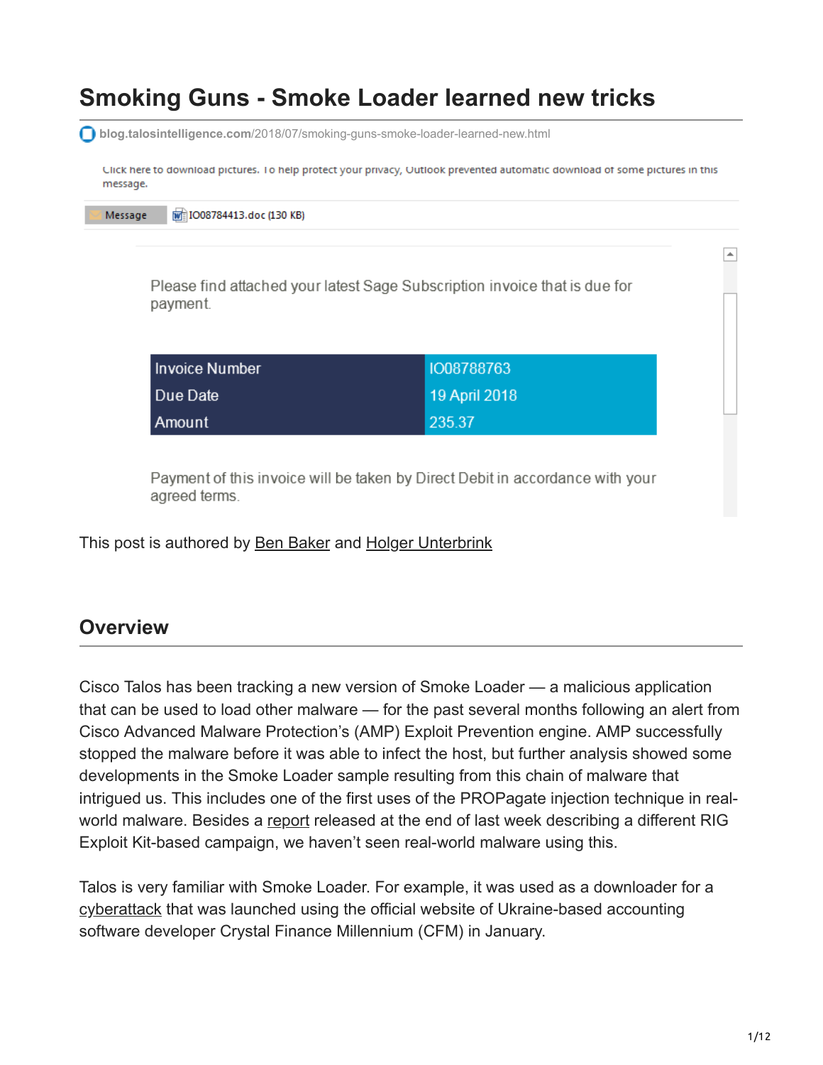# Smoking Guns - Smoke Loader learned new tricks

blog.talosintelligence.com/2018/07/smoking-guns-smoke-loader-learned-new.html

Click here to download pictures. To help protect your privacy, Outlook prevented automatic download of some pictures in this message.

Message | IO08784413.doc (130 KB)

Please find attached your latest Sage Subscription invoice that is due for payment.

| | |
|---|---|
| Invoice Number | IO08788763 |
| Due Date | 19 April 2018 |
| Amount | 235.37 |

Payment of this invoice will be taken by Direct Debit in accordance with your agreed terms.

This post is authored by Ben Baker and Holger Unterbrink

## Overview

Cisco Talos has been tracking a new version of Smoke Loader — a malicious application that can be used to load other malware — for the past several months following an alert from Cisco Advanced Malware Protection's (AMP) Exploit Prevention engine. AMP successfully stopped the malware before it was able to infect the host, but further analysis showed some developments in the Smoke Loader sample resulting from this chain of malware that intrigued us. This includes one of the first uses of the PROPagate injection technique in real-world malware. Besides a report released at the end of last week describing a different RIG Exploit Kit-based campaign, we haven't seen real-world malware using this.

Talos is very familiar with Smoke Loader. For example, it was used as a downloader for a cyberattack that was launched using the official website of Ukraine-based accounting software developer Crystal Finance Millennium (CFM) in January.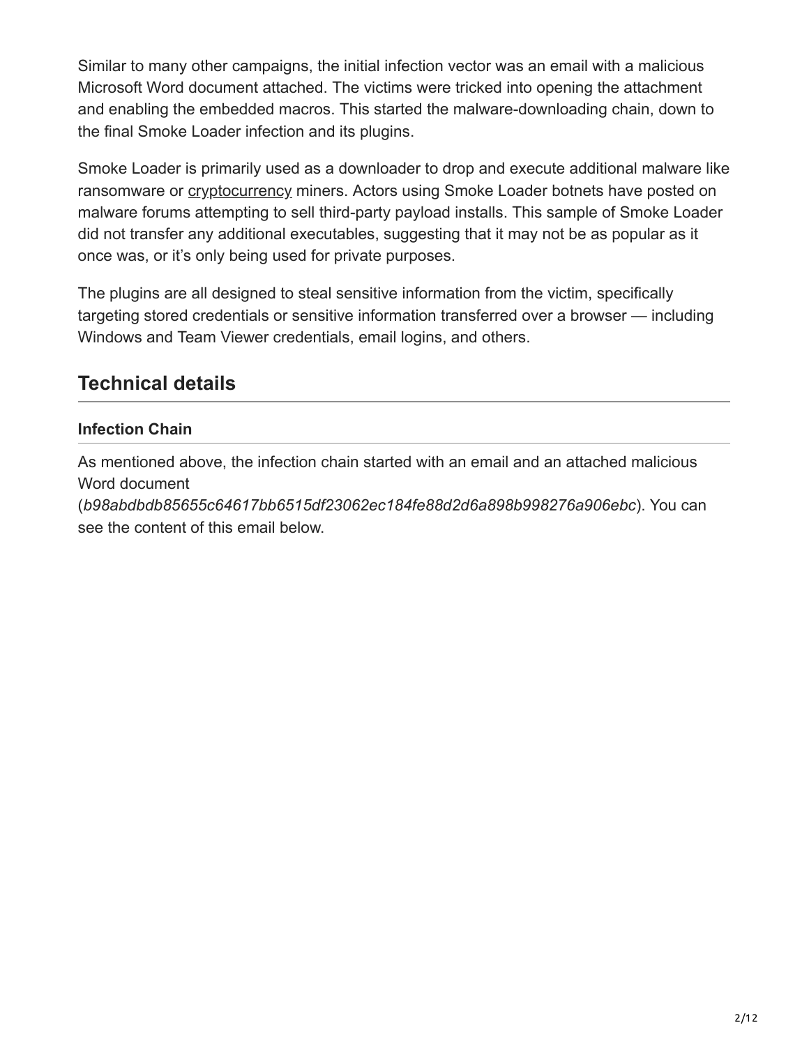Similar to many other campaigns, the initial infection vector was an email with a malicious Microsoft Word document attached. The victims were tricked into opening the attachment and enabling the embedded macros. This started the malware-downloading chain, down to the final Smoke Loader infection and its plugins.

Smoke Loader is primarily used as a downloader to drop and execute additional malware like ransomware or cryptocurrency miners. Actors using Smoke Loader botnets have posted on malware forums attempting to sell third-party payload installs. This sample of Smoke Loader did not transfer any additional executables, suggesting that it may not be as popular as it once was, or it's only being used for private purposes.

The plugins are all designed to steal sensitive information from the victim, specifically targeting stored credentials or sensitive information transferred over a browser — including Windows and Team Viewer credentials, email logins, and others.

## Technical details

### Infection Chain

As mentioned above, the infection chain started with an email and an attached malicious Word document (*b98abdbdb85655c64617bb6515df23062ec184fe88d2d6a898b998276a906ebc*). You can see the content of this email below.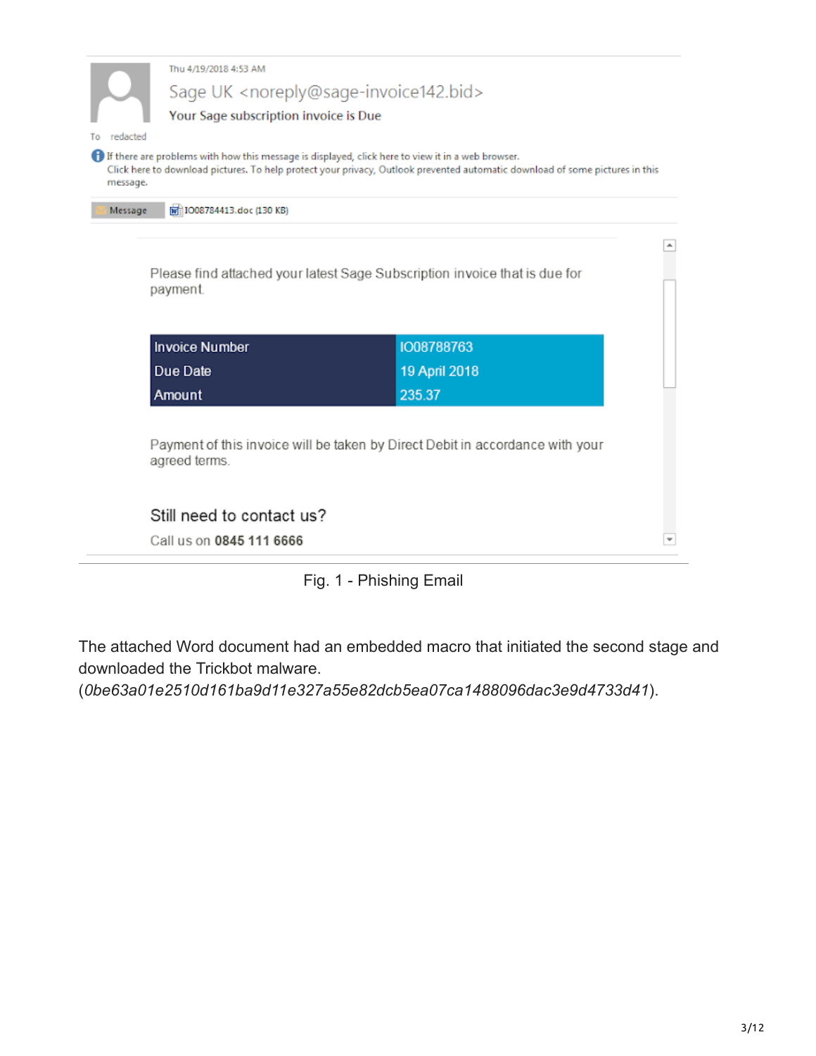Thu 4/19/2018 4:53 AM

Sage UK <noreply@sage-invoice142.bid>

Your Sage subscription invoice is Due

To redacted

If there are problems with how this message is displayed, click here to view it in a web browser.
Click here to download pictures. To help protect your privacy, Outlook prevented automatic download of some pictures in this message.

Message | I008784413.doc (130 KB)

Please find attached your latest Sage Subscription invoice that is due for payment.

| Invoice Number | I008788763 |
| --- | --- |
| Due Date | 19 April 2018 |
| Amount | 235.37 |

Payment of this invoice will be taken by Direct Debit in accordance with your agreed terms.

Still need to contact us?

Call us on **0845 111 6666**

Fig. 1 - Phishing Email

The attached Word document had an embedded macro that initiated the second stage and downloaded the Trickbot malware. (*0be63a01e2510d161ba9d11e327a55e82dcb5ea07ca1488096dac3e9d4733d41*).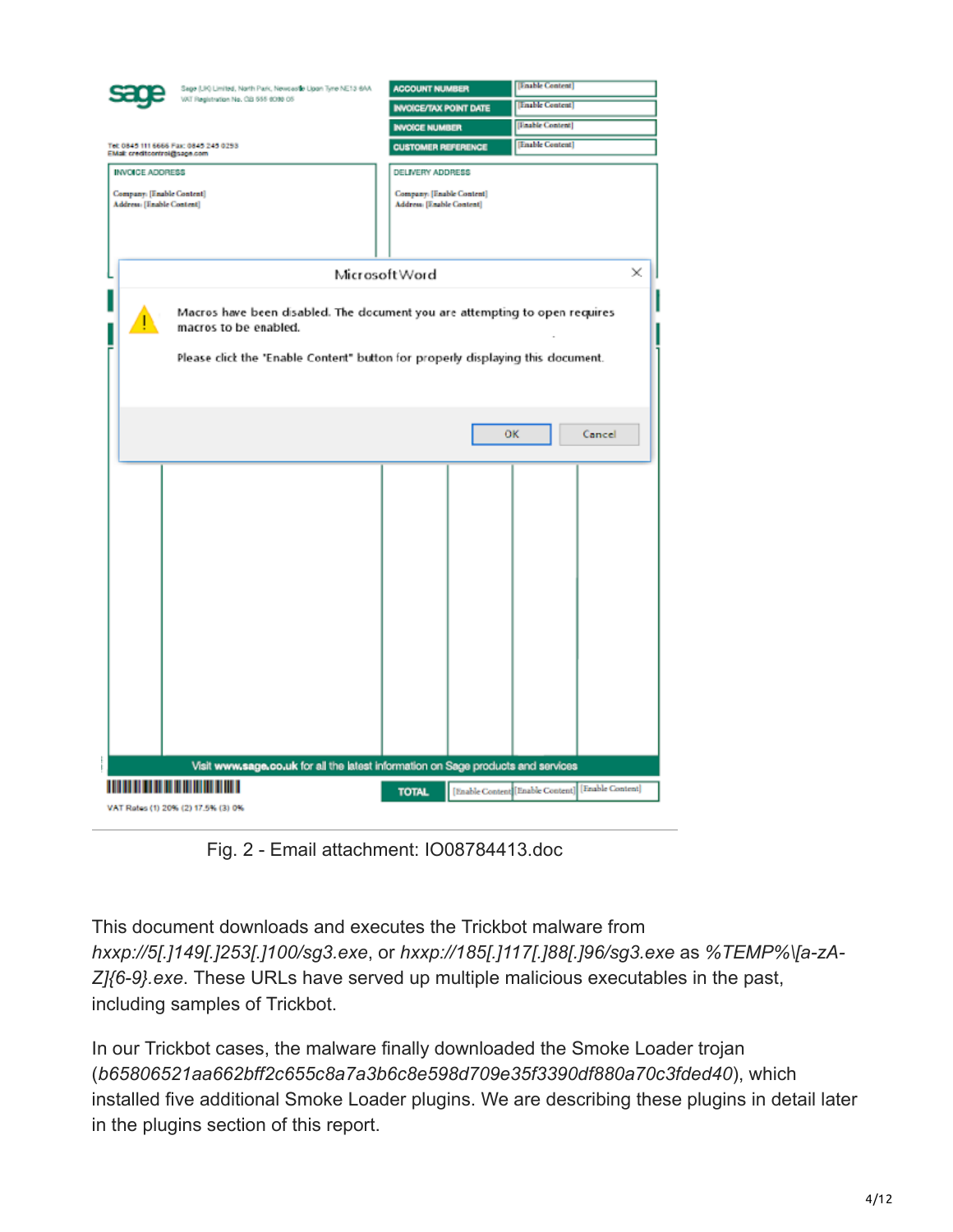Fig. 2 - Email attachment: IO08784413.doc

This document downloads and executes the Trickbot malware from *hxxp://5[.]149[.]253[.]100/sg3.exe*, or *hxxp://185[.]117[.]88[.]96/sg3.exe* as *%TEMP%\[a-zA-Z]{6-9}.exe*. These URLs have served up multiple malicious executables in the past, including samples of Trickbot.

In our Trickbot cases, the malware finally downloaded the Smoke Loader trojan (*b65806521aa662bff2c655c8a7a3b6c8e598d709e35f3390df880a70c3fded40*), which installed five additional Smoke Loader plugins. We are describing these plugins in detail later in the plugins section of this report.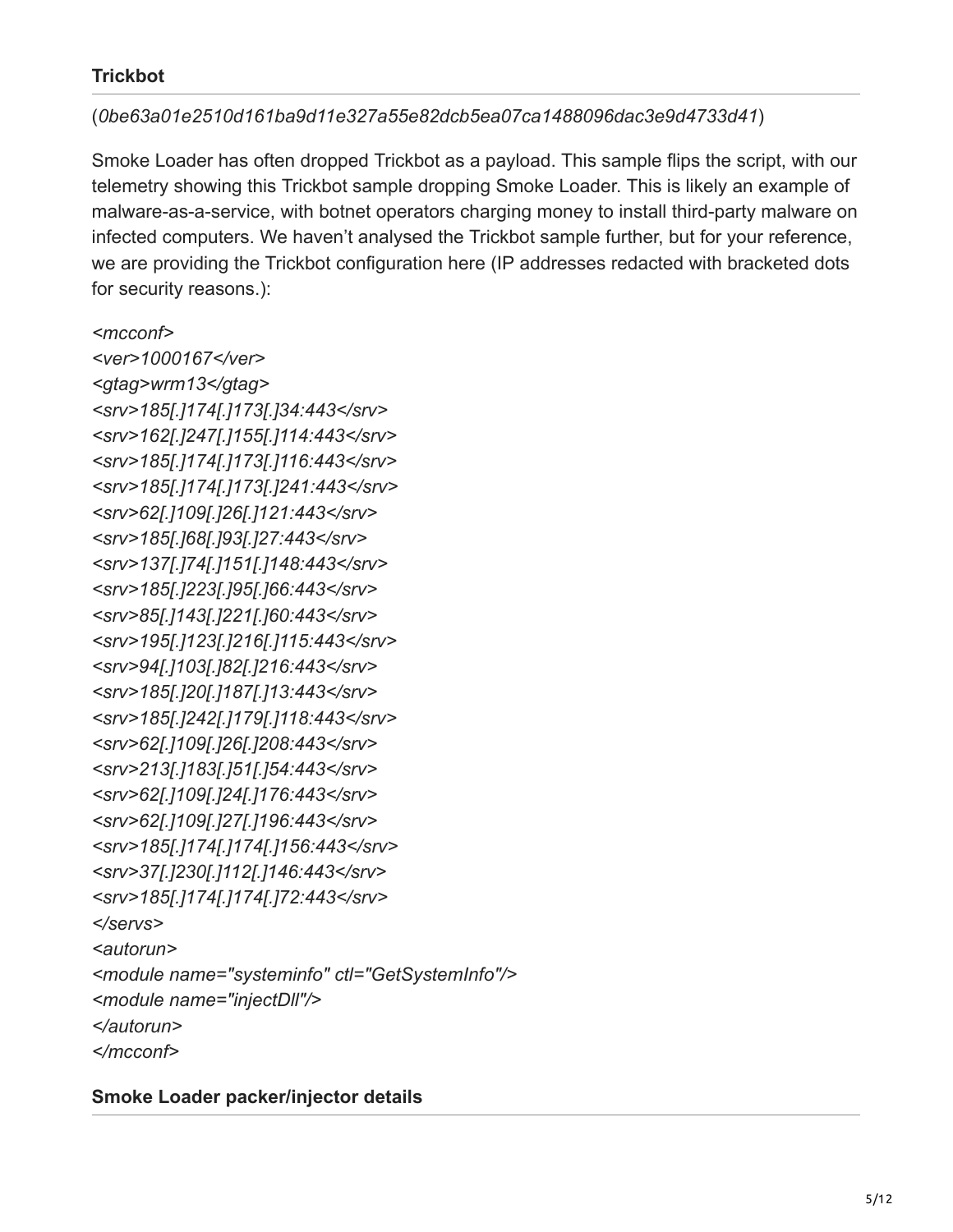### Trickbot

(*0be63a01e2510d161ba9d11e327a55e82dcb5ea07ca1488096dac3e9d4733d41*)

Smoke Loader has often dropped Trickbot as a payload. This sample flips the script, with our telemetry showing this Trickbot sample dropping Smoke Loader. This is likely an example of malware-as-a-service, with botnet operators charging money to install third-party malware on infected computers. We haven't analysed the Trickbot sample further, but for your reference, we are providing the Trickbot configuration here (IP addresses redacted with bracketed dots for security reasons.):

```
<mcconf>
<ver>1000167</ver>
<gtag>wrm13</gtag>
<srv>185[.]174[.]173[.]34:443</srv>
<srv>162[.]247[.]155[.]114:443</srv>
<srv>185[.]174[.]173[.]116:443</srv>
<srv>185[.]174[.]173[.]241:443</srv>
<srv>62[.]109[.]26[.]121:443</srv>
<srv>185[.]68[.]93[.]27:443</srv>
<srv>137[.]74[.]151[.]148:443</srv>
<srv>185[.]223[.]95[.]66:443</srv>
<srv>85[.]143[.]221[.]60:443</srv>
<srv>195[.]123[.]216[.]115:443</srv>
<srv>94[.]103[.]82[.]216:443</srv>
<srv>185[.]20[.]187[.]13:443</srv>
<srv>185[.]242[.]179[.]118:443</srv>
<srv>62[.]109[.]26[.]208:443</srv>
<srv>213[.]183[.]51[.]54:443</srv>
<srv>62[.]109[.]24[.]176:443</srv>
<srv>62[.]109[.]27[.]196:443</srv>
<srv>185[.]174[.]174[.]156:443</srv>
<srv>37[.]230[.]112[.]146:443</srv>
<srv>185[.]174[.]174[.]72:443</srv>
</servs>
<autorun>
<module name="systeminfo" ctl="GetSystemInfo"/>
<module name="injectDll"/>
</autorun>
</mcconf>
```

### Smoke Loader packer/injector details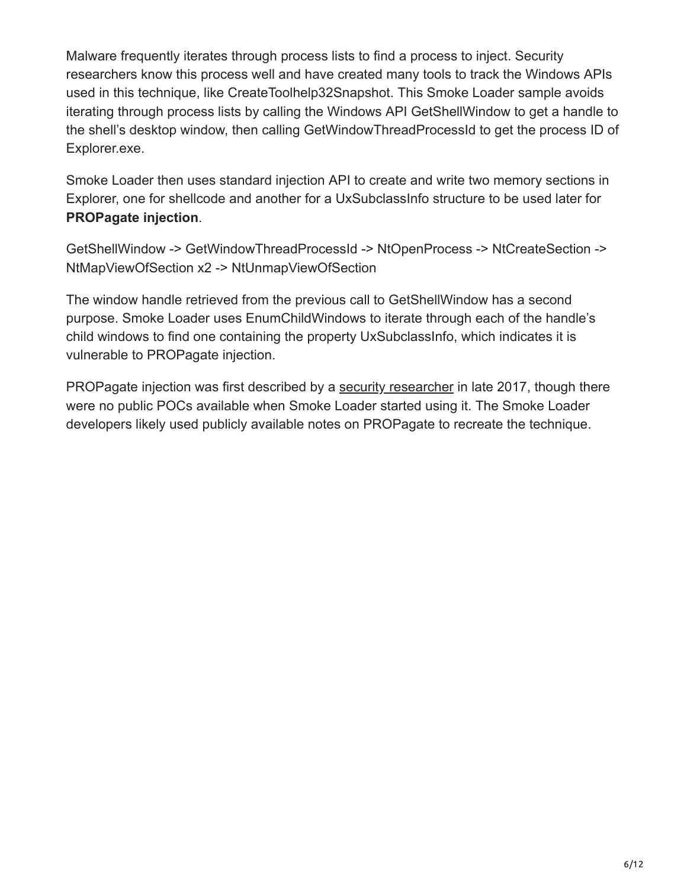Malware frequently iterates through process lists to find a process to inject. Security researchers know this process well and have created many tools to track the Windows APIs used in this technique, like CreateToolhelp32Snapshot. This Smoke Loader sample avoids iterating through process lists by calling the Windows API GetShellWindow to get a handle to the shell's desktop window, then calling GetWindowThreadProcessId to get the process ID of Explorer.exe.

Smoke Loader then uses standard injection API to create and write two memory sections in Explorer, one for shellcode and another for a UxSubclassInfo structure to be used later for **PROPagate injection**.

GetShellWindow -> GetWindowThreadProcessId -> NtOpenProcess -> NtCreateSection -> NtMapViewOfSection x2 -> NtUnmapViewOfSection

The window handle retrieved from the previous call to GetShellWindow has a second purpose. Smoke Loader uses EnumChildWindows to iterate through each of the handle's child windows to find one containing the property UxSubclassInfo, which indicates it is vulnerable to PROPagate injection.

PROPagate injection was first described by a security researcher in late 2017, though there were no public POCs available when Smoke Loader started using it. The Smoke Loader developers likely used publicly available notes on PROPagate to recreate the technique.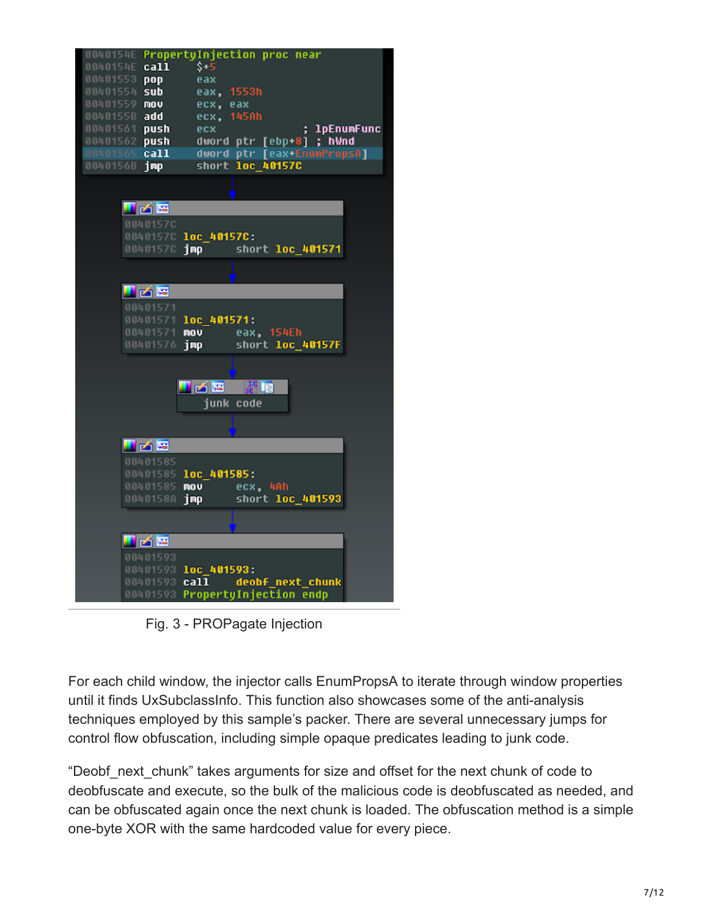```
0040154E PropertyInjection proc near
0040154E call    $+5
00401553 pop     eax
00401554 sub     eax, 1553h
00401559 mov     ecx, eax
0040155B add     ecx, 145Ah
00401561 push    ecx             ; lpEnumFunc
00401562 push    dword ptr [ebp+8] ; hWnd
00401565 call    dword ptr [eax+EnumPropsA]
0040156B jmp     short loc_40157C

0040157C
0040157C loc_40157C:
0040157C jmp     short loc_401571

00401571
00401571 loc_401571:
00401571 mov     eax, 154Eh
00401576 jmp     short loc_40157F

junk code

00401585
00401585 loc_401585:
00401585 mov     ecx, 4Ah
0040158A jmp     short loc_401593

00401593
00401593 loc_401593:
00401593 call    deobf_next_chunk
00401593 PropertyInjection endp
```

Fig. 3 - PROPagate Injection

For each child window, the injector calls EnumPropsA to iterate through window properties until it finds UxSubclassInfo. This function also showcases some of the anti-analysis techniques employed by this sample's packer. There are several unnecessary jumps for control flow obfuscation, including simple opaque predicates leading to junk code.

"Deobf_next_chunk" takes arguments for size and offset for the next chunk of code to deobfuscate and execute, so the bulk of the malicious code is deobfuscated as needed, and can be obfuscated again once the next chunk is loaded. The obfuscation method is a simple one-byte XOR with the same hardcoded value for every piece.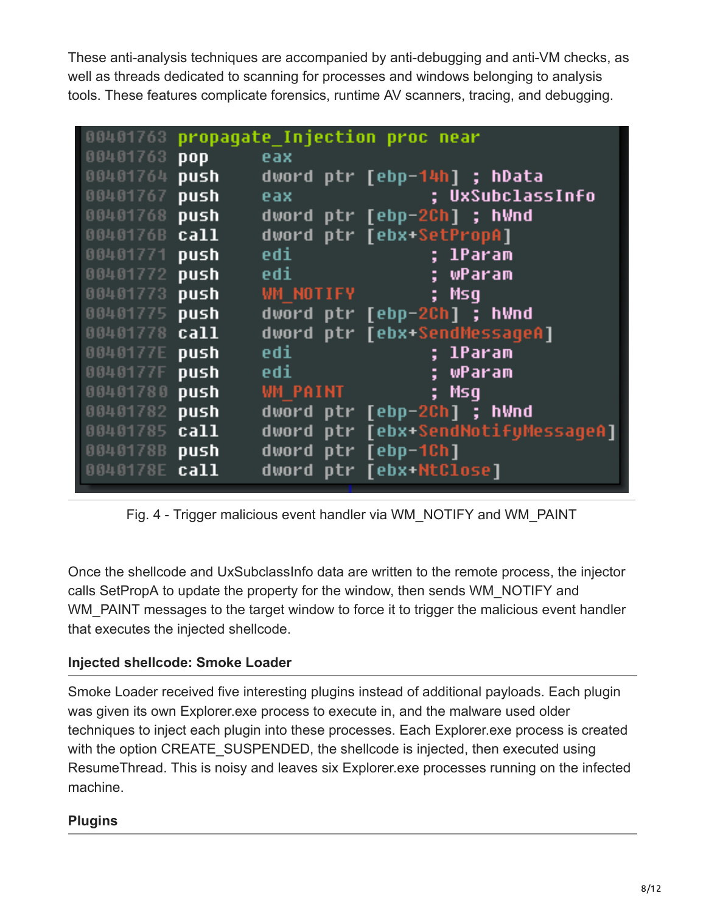These anti-analysis techniques are accompanied by anti-debugging and anti-VM checks, as well as threads dedicated to scanning for processes and windows belonging to analysis tools. These features complicate forensics, runtime AV scanners, tracing, and debugging.

```
00401763 propagate_Injection proc near
00401763 pop     eax
00401764 push    dword ptr [ebp-14h] ; hData
00401767 push    eax                 ; UxSubclassInfo
00401768 push    dword ptr [ebp-2Ch] ; hWnd
0040176B call    dword ptr [ebx+SetPropA]
00401771 push    edi                 ; lParam
00401772 push    edi                 ; wParam
00401773 push    WM_NOTIFY           ; Msg
00401775 push    dword ptr [ebp-2Ch] ; hWnd
00401778 call    dword ptr [ebx+SendMessageA]
0040177E push    edi                 ; lParam
0040177F push    edi                 ; wParam
00401780 push    WM_PAINT            ; Msg
00401782 push    dword ptr [ebp-2Ch] ; hWnd
00401785 call    dword ptr [ebx+SendNotifyMessageA]
0040178B push    dword ptr [ebp-1Ch]
0040178E call    dword ptr [ebx+NtClose]
```

Fig. 4 - Trigger malicious event handler via WM_NOTIFY and WM_PAINT

Once the shellcode and UxSubclassInfo data are written to the remote process, the injector calls SetPropA to update the property for the window, then sends WM_NOTIFY and WM_PAINT messages to the target window to force it to trigger the malicious event handler that executes the injected shellcode.

### Injected shellcode: Smoke Loader

Smoke Loader received five interesting plugins instead of additional payloads. Each plugin was given its own Explorer.exe process to execute in, and the malware used older techniques to inject each plugin into these processes. Each Explorer.exe process is created with the option CREATE_SUSPENDED, the shellcode is injected, then executed using ResumeThread. This is noisy and leaves six Explorer.exe processes running on the infected machine.

### Plugins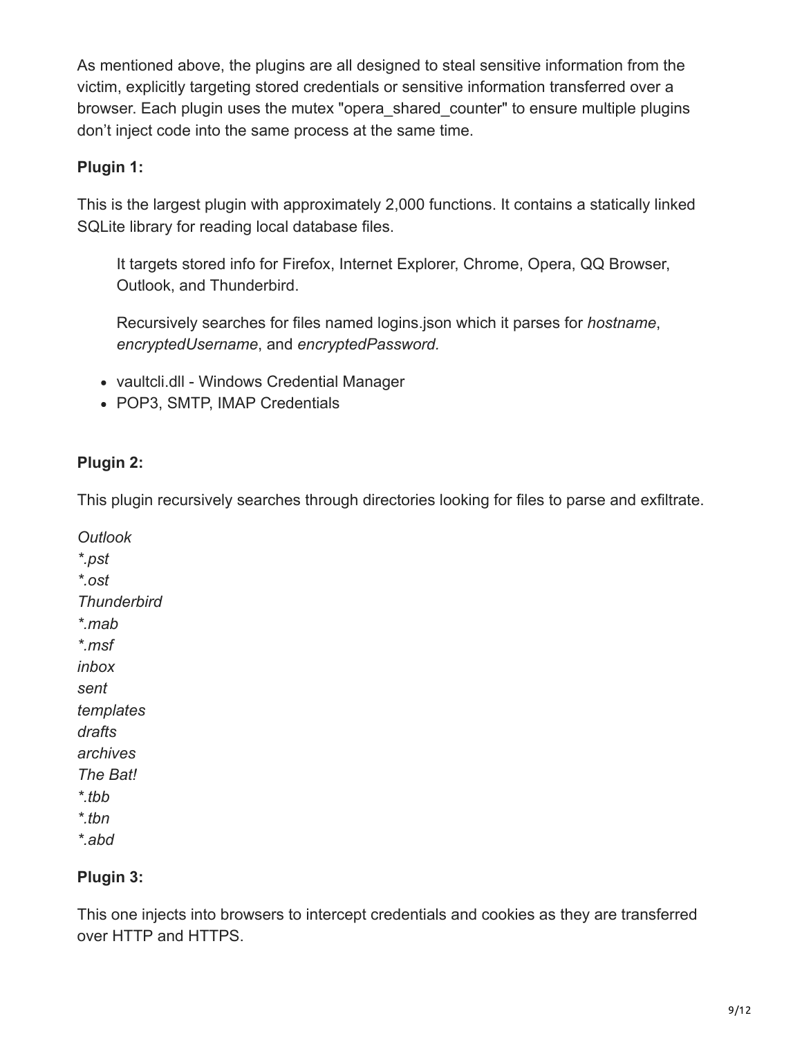As mentioned above, the plugins are all designed to steal sensitive information from the victim, explicitly targeting stored credentials or sensitive information transferred over a browser. Each plugin uses the mutex "opera_shared_counter" to ensure multiple plugins don't inject code into the same process at the same time.

**Plugin 1:**

This is the largest plugin with approximately 2,000 functions. It contains a statically linked SQLite library for reading local database files.

> It targets stored info for Firefox, Internet Explorer, Chrome, Opera, QQ Browser, Outlook, and Thunderbird.
>
> Recursively searches for files named logins.json which it parses for *hostname*, *encryptedUsername*, and *encryptedPassword.*

- vaultcli.dll - Windows Credential Manager
- POP3, SMTP, IMAP Credentials

**Plugin 2:**

This plugin recursively searches through directories looking for files to parse and exfiltrate.

*Outlook*
*\*.pst*
*\*.ost*
*Thunderbird*
*\*.mab*
*\*.msf*
*inbox*
*sent*
*templates*
*drafts*
*archives*
*The Bat!*
*\*.tbb*
*\*.tbn*
*\*.abd*

**Plugin 3:**

This one injects into browsers to intercept credentials and cookies as they are transferred over HTTP and HTTPS.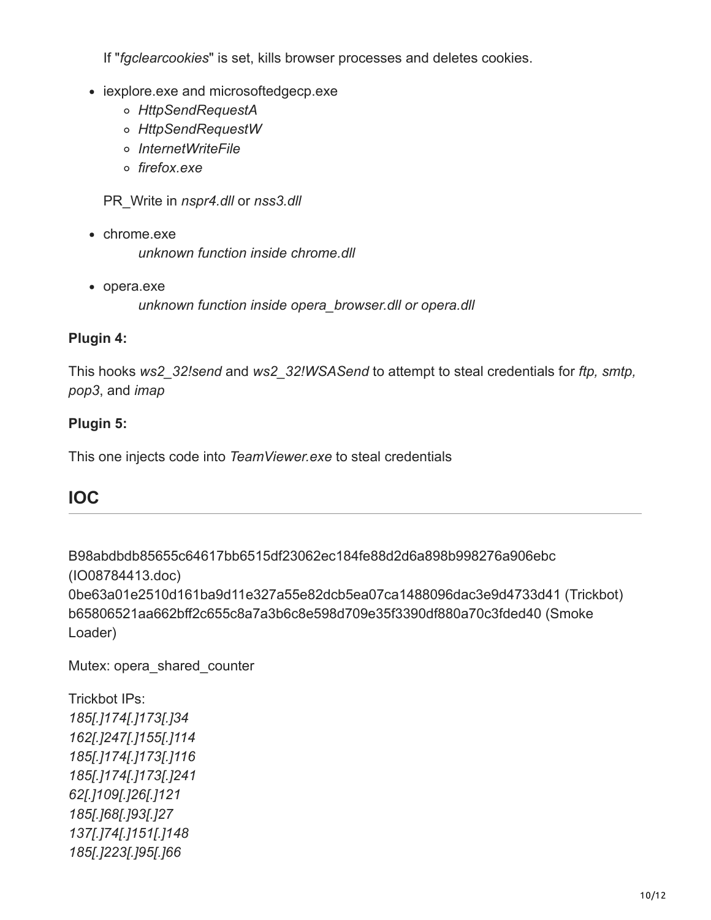If "*fgclearcookies*" is set, kills browser processes and deletes cookies.

- iexplore.exe and microsoftedgecp.exe
  - *HttpSendRequestA*
  - *HttpSendRequestW*
  - *InternetWriteFile*
  - *firefox.exe*

PR_Write in *nspr4.dll* or *nss3.dll*

- chrome.exe
  *unknown function inside chrome.dll*
- opera.exe
  *unknown function inside opera_browser.dll or opera.dll*

**Plugin 4:**

This hooks *ws2_32!send* and *ws2_32!WSASend* to attempt to steal credentials for *ftp, smtp, pop3*, and *imap*

**Plugin 5:**

This one injects code into *TeamViewer.exe* to steal credentials

## IOC

B98abdbdb85655c64617bb6515df23062ec184fe88d2d6a898b998276a906ebc (IO08784413.doc)
0be63a01e2510d161ba9d11e327a55e82dcb5ea07ca1488096dac3e9d4733d41 (Trickbot)
b65806521aa662bff2c655c8a7a3b6c8e598d709e35f3390df880a70c3fded40 (Smoke Loader)

Mutex: opera_shared_counter

Trickbot IPs:
*185[.]174[.]173[.]34*
*162[.]247[.]155[.]114*
*185[.]174[.]173[.]116*
*185[.]174[.]173[.]241*
*62[.]109[.]26[.]121*
*185[.]68[.]93[.]27*
*137[.]74[.]151[.]148*
*185[.]223[.]95[.]66*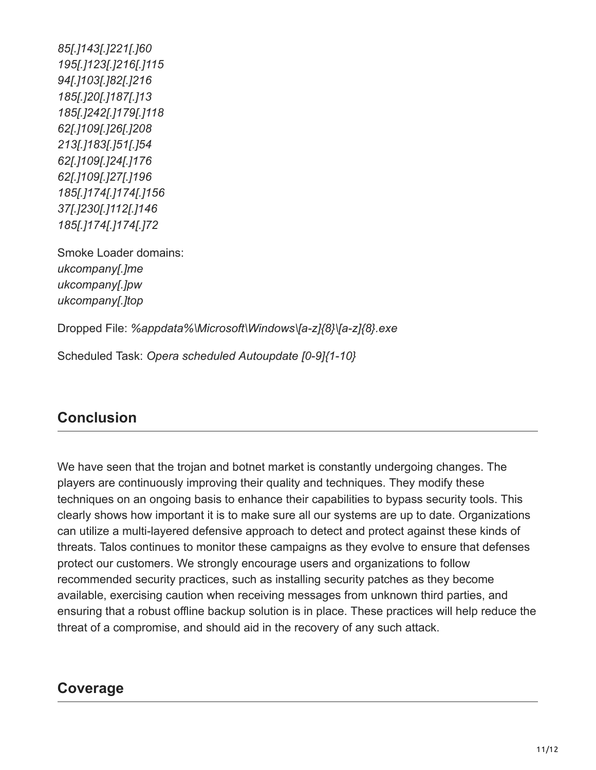*85[.]143[.]221[.]60*
*195[.]123[.]216[.]115*
*94[.]103[.]82[.]216*
*185[.]20[.]187[.]13*
*185[.]242[.]179[.]118*
*62[.]109[.]26[.]208*
*213[.]183[.]51[.]54*
*62[.]109[.]24[.]176*
*62[.]109[.]27[.]196*
*185[.]174[.]174[.]156*
*37[.]230[.]112[.]146*
*185[.]174[.]174[.]72*

Smoke Loader domains:
*ukcompany[.]me*
*ukcompany[.]pw*
*ukcompany[.]top*

Dropped File: *%appdata%\Microsoft\Windows\[a-z]{8}\[a-z]{8}.exe*

Scheduled Task: *Opera scheduled Autoupdate [0-9]{1-10}*

## Conclusion

We have seen that the trojan and botnet market is constantly undergoing changes. The players are continuously improving their quality and techniques. They modify these techniques on an ongoing basis to enhance their capabilities to bypass security tools. This clearly shows how important it is to make sure all our systems are up to date. Organizations can utilize a multi-layered defensive approach to detect and protect against these kinds of threats. Talos continues to monitor these campaigns as they evolve to ensure that defenses protect our customers. We strongly encourage users and organizations to follow recommended security practices, such as installing security patches as they become available, exercising caution when receiving messages from unknown third parties, and ensuring that a robust offline backup solution is in place. These practices will help reduce the threat of a compromise, and should aid in the recovery of any such attack.

## Coverage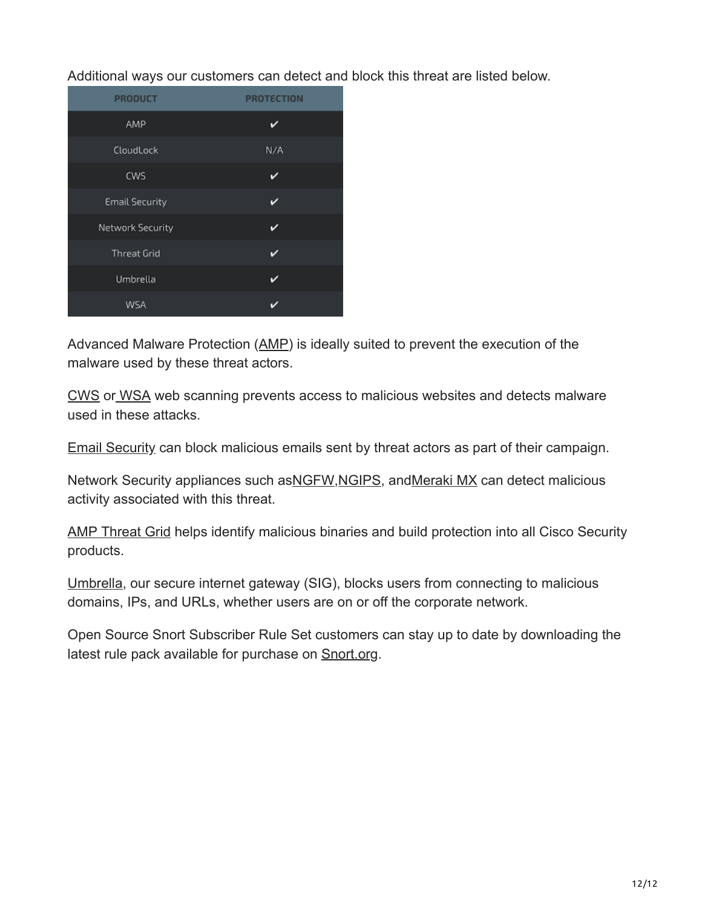Additional ways our customers can detect and block this threat are listed below.

| PRODUCT | PROTECTION |
|---|---|
| AMP | ✔ |
| CloudLock | N/A |
| CWS | ✔ |
| Email Security | ✔ |
| Network Security | ✔ |
| Threat Grid | ✔ |
| Umbrella | ✔ |
| WSA | ✔ |

Advanced Malware Protection (AMP) is ideally suited to prevent the execution of the malware used by these threat actors.

CWS or WSA web scanning prevents access to malicious websites and detects malware used in these attacks.

Email Security can block malicious emails sent by threat actors as part of their campaign.

Network Security appliances such asNGFW,NGIPS, andMeraki MX can detect malicious activity associated with this threat.

AMP Threat Grid helps identify malicious binaries and build protection into all Cisco Security products.

Umbrella, our secure internet gateway (SIG), blocks users from connecting to malicious domains, IPs, and URLs, whether users are on or off the corporate network.

Open Source Snort Subscriber Rule Set customers can stay up to date by downloading the latest rule pack available for purchase on Snort.org.